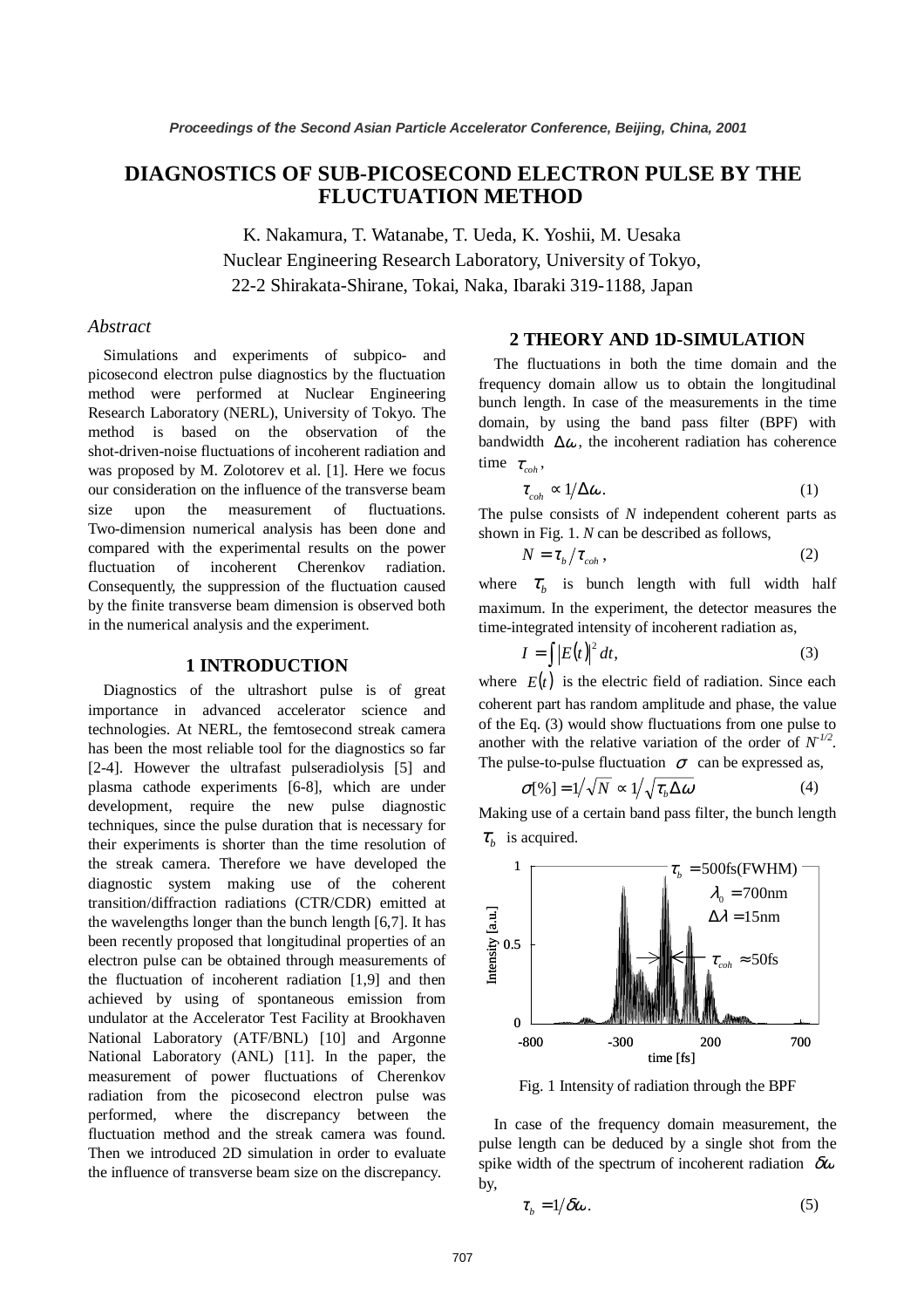# DIAGNOSTICS OF SUB-PICOSECOND ELECTRON PULSE BY THE FLUCTUATION METHOD

K. Nakamura, T. Watanabe, T. Ueda, K. Yoshii, M. Uesaka
Nuclear Engineering Research Laboratory, University of Tokyo,
22-2 Shirakata-Shirane, Tokai, Naka, Ibaraki 319-1188, Japan

### *Abstract*

Simulations and experiments of subpico- and picosecond electron pulse diagnostics by the fluctuation method were performed at Nuclear Engineering Research Laboratory (NERL), University of Tokyo. The method is based on the observation of the shot-driven-noise fluctuations of incoherent radiation and was proposed by M. Zolotorev et al. [1]. Here we focus our consideration on the influence of the transverse beam size upon the measurement of fluctuations. Two-dimension numerical analysis has been done and compared with the experimental results on the power fluctuation of incoherent Cherenkov radiation. Consequently, the suppression of the fluctuation caused by the finite transverse beam dimension is observed both in the numerical analysis and the experiment.

## 1 INTRODUCTION

Diagnostics of the ultrashort pulse is of great importance in advanced accelerator science and technologies. At NERL, the femtosecond streak camera has been the most reliable tool for the diagnostics so far [2-4]. However the ultrafast pulseradiolysis [5] and plasma cathode experiments [6-8], which are under development, require the new pulse diagnostic techniques, since the pulse duration that is necessary for their experiments is shorter than the time resolution of the streak camera. Therefore we have developed the diagnostic system making use of the coherent transition/diffraction radiations (CTR/CDR) emitted at the wavelengths longer than the bunch length [6,7]. It has been recently proposed that longitudinal properties of an electron pulse can be obtained through measurements of the fluctuation of incoherent radiation [1,9] and then achieved by using of spontaneous emission from undulator at the Accelerator Test Facility at Brookhaven National Laboratory (ATF/BNL) [10] and Argonne National Laboratory (ANL) [11]. In the paper, the measurement of power fluctuations of Cherenkov radiation from the picosecond electron pulse was performed, where the discrepancy between the fluctuation method and the streak camera was found. Then we introduced 2D simulation in order to evaluate the influence of transverse beam size on the discrepancy.

## 2 THEORY AND 1D-SIMULATION

The fluctuations in both the time domain and the frequency domain allow us to obtain the longitudinal bunch length. In case of the measurements in the time domain, by using the band pass filter (BPF) with bandwidth $\Delta\omega$, the incoherent radiation has coherence time $\tau_{coh}$,

$$\tau_{coh} \propto 1/\Delta\omega. \tag{1}$$

The pulse consists of $N$ independent coherent parts as shown in Fig. 1. $N$ can be described as follows,

$$N = \tau_b / \tau_{coh}, \tag{2}$$

where $\tau_b$ is bunch length with full width half maximum. In the experiment, the detector measures the time-integrated intensity of incoherent radiation as,

$$I = \int |E(t)|^2 dt, \tag{3}$$

where $E(t)$ is the electric field of radiation. Since each coherent part has random amplitude and phase, the value of the Eq. (3) would show fluctuations from one pulse to another with the relative variation of the order of $N^{-1/2}$. The pulse-to-pulse fluctuation $\sigma$ can be expressed as,

$$\sigma[\%] = 1/\sqrt{N} \propto 1/\sqrt{\tau_b \Delta\omega} \tag{4}$$

Making use of a certain band pass filter, the bunch length $\tau_b$ is acquired.

Fig. 1 Intensity of radiation through the BPF

In case of the frequency domain measurement, the pulse length can be deduced by a single shot from the spike width of the spectrum of incoherent radiation $\delta\omega$ by,

$$\tau_b = 1/\delta\omega. \tag{5}$$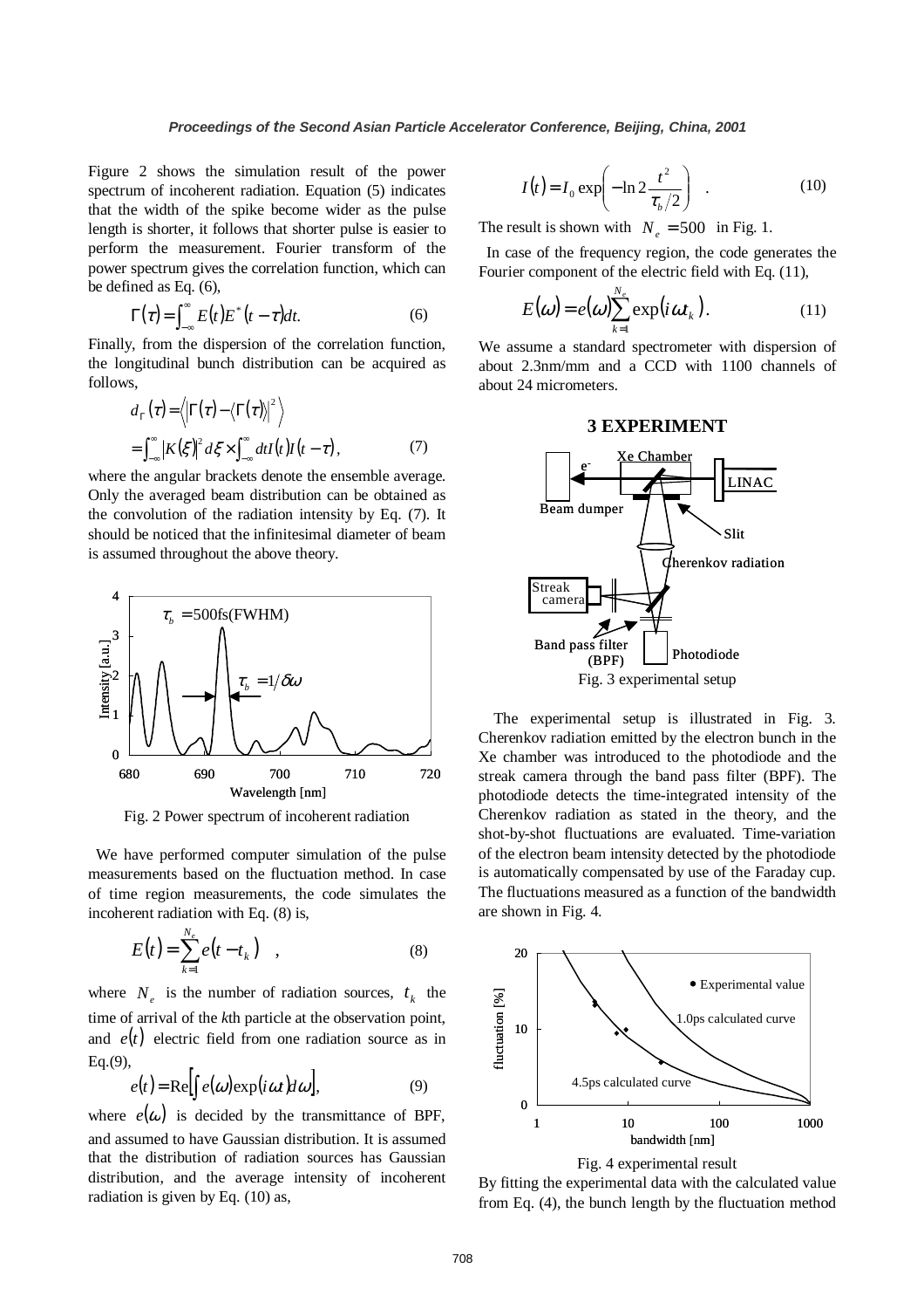Figure 2 shows the simulation result of the power spectrum of incoherent radiation. Equation (5) indicates that the width of the spike become wider as the pulse length is shorter, it follows that shorter pulse is easier to perform the measurement. Fourier transform of the power spectrum gives the correlation function, which can be defined as Eq. (6),

$$\Gamma(\tau) = \int_{-\infty}^{\infty} E(t)E^*(t-\tau)dt. \tag{6}$$

Finally, from the dispersion of the correlation function, the longitudinal bunch distribution can be acquired as follows,

$$\begin{aligned} d_\Gamma(\tau) &= \left\langle \left| \Gamma(\tau) - \langle \Gamma(\tau) \rangle \right|^2 \right\rangle \\ &= \int_{-\infty}^{\infty} |K(\xi)|^2 d\xi \times \int_{-\infty}^{\infty} dt I(t) I(t-\tau), \end{aligned} \tag{7}$$

where the angular brackets denote the ensemble average. Only the averaged beam distribution can be obtained as the convolution of the radiation intensity by Eq. (7). It should be noticed that the infinitesimal diameter of beam is assumed throughout the above theory.

Fig. 2 Power spectrum of incoherent radiation

We have performed computer simulation of the pulse measurements based on the fluctuation method. In case of time region measurements, the code simulates the incoherent radiation with Eq. (8) is,

$$E(t) = \sum_{k=1}^{N_e} e(t - t_k) \quad , \tag{8}$$

where $N_e$ is the number of radiation sources, $t_k$ the time of arrival of the *k*th particle at the observation point, and $e(t)$ electric field from one radiation source as in Eq.(9),

$$e(t) = \mathrm{Re}\left[\int e(\omega)\exp(i\omega t)d\omega\right], \tag{9}$$

where $e(\omega)$ is decided by the transmittance of BPF, and assumed to have Gaussian distribution. It is assumed that the distribution of radiation sources has Gaussian distribution, and the average intensity of incoherent radiation is given by Eq. (10) as,

$$I(t) = I_0 \exp\left(-\ln 2 \frac{t^2}{\tau_b/2}\right) \quad . \tag{10}$$

The result is shown with $N_e = 500$ in Fig. 1.

In case of the frequency region, the code generates the Fourier component of the electric field with Eq. (11),

$$E(\omega) = e(\omega)\sum_{k=1}^{N_e} \exp(i\omega t_k). \tag{11}$$

We assume a standard spectrometer with dispersion of about 2.3nm/mm and a CCD with 1100 channels of about 24 micrometers.

## 3 EXPERIMENT

Fig. 3 experimental setup

The experimental setup is illustrated in Fig. 3. Cherenkov radiation emitted by the electron bunch in the Xe chamber was introduced to the photodiode and the streak camera through the band pass filter (BPF). The photodiode detects the time-integrated intensity of the Cherenkov radiation as stated in the theory, and the shot-by-shot fluctuations are evaluated. Time-variation of the electron beam intensity detected by the photodiode is automatically compensated by use of the Faraday cup. The fluctuations measured as a function of the bandwidth are shown in Fig. 4.

Fig. 4 experimental result

By fitting the experimental data with the calculated value from Eq. (4), the bunch length by the fluctuation method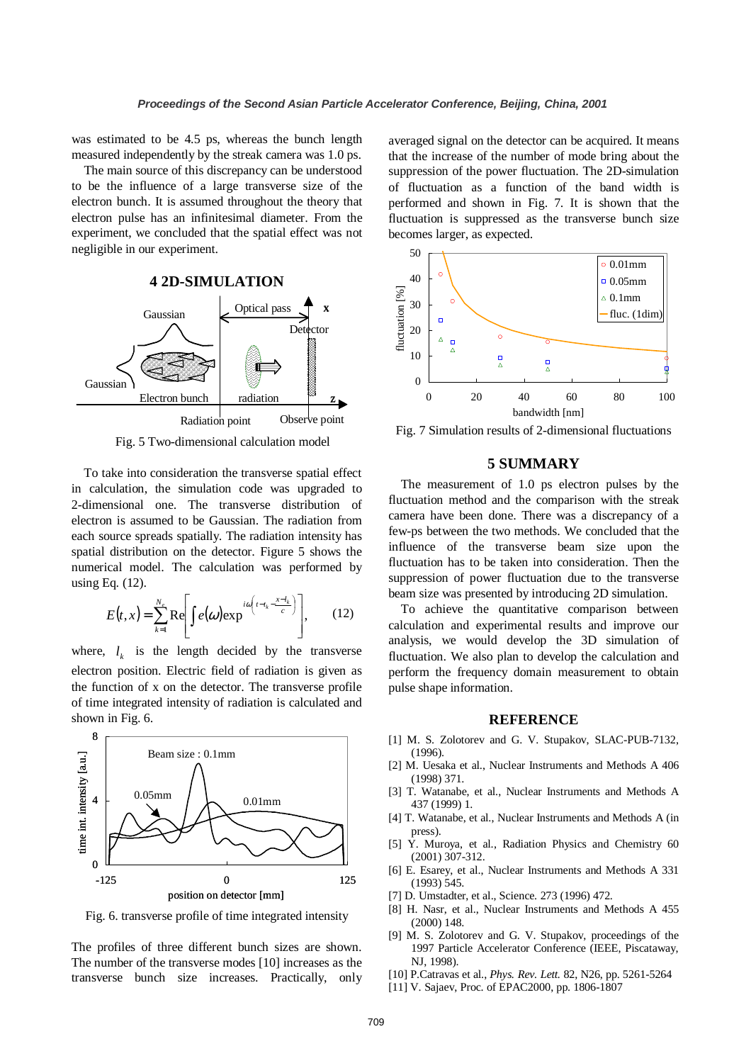was estimated to be 4.5 ps, whereas the bunch length measured independently by the streak camera was 1.0 ps.

The main source of this discrepancy can be understood to be the influence of a large transverse size of the electron bunch. It is assumed throughout the theory that electron pulse has an infinitesimal diameter. From the experiment, we concluded that the spatial effect was not negligible in our experiment.

## 4 2D-SIMULATION

Gaussian
Optical pass
x
Detector
Gaussian
Electron bunch
radiation
z
Radiation point
Observe point

Fig. 5 Two-dimensional calculation model

To take into consideration the transverse spatial effect in calculation, the simulation code was upgraded to 2-dimensional one. The transverse distribution of electron is assumed to be Gaussian. The radiation from each source spreads spatially. The radiation intensity has spatial distribution on the detector. Figure 5 shows the numerical model. The calculation was performed by using Eq. (12).

$$E(t,x) = \sum_{k=1}^{N_e} \mathrm{Re}\left[ \int e(\omega) \exp^{i\omega\left(t - t_k - \frac{x - l_k}{c}\right)} \right], \qquad (12)$$

where, $l_k$ is the length decided by the transverse electron position. Electric field of radiation is given as the function of x on the detector. The transverse profile of time integrated intensity of radiation is calculated and shown in Fig. 6.

8
4
0
time int. intensity [a.u.]
Beam size : 0.1mm
0.05mm
0.01mm
-125
0
125
position on detector [mm]

Fig. 6. transverse profile of time integrated intensity

The profiles of three different bunch sizes are shown. The number of the transverse modes [10] increases as the transverse bunch size increases. Practically, only averaged signal on the detector can be acquired. It means that the increase of the number of mode bring about the suppression of the power fluctuation. The 2D-simulation of fluctuation as a function of the band width is performed and shown in Fig. 7. It is shown that the fluctuation is suppressed as the transverse bunch size becomes larger, as expected.

50
40
30
20
10
0
fluctuation [%]
0
20
40
60
80
100
bandwidth [nm]
○ 0.01mm
□ 0.05mm
△ 0.1mm
— fluc. (1dim)

Fig. 7 Simulation results of 2-dimensional fluctuations

## 5 SUMMARY

The measurement of 1.0 ps electron pulses by the fluctuation method and the comparison with the streak camera have been done. There was a discrepancy of a few-ps between the two methods. We concluded that the influence of the transverse beam size upon the fluctuation has to be taken into consideration. Then the suppression of power fluctuation due to the transverse beam size was presented by introducing 2D simulation.

To achieve the quantitative comparison between calculation and experimental results and improve our analysis, we would develop the 3D simulation of fluctuation. We also plan to develop the calculation and perform the frequency domain measurement to obtain pulse shape information.

## REFERENCE

[1] M. S. Zolotorev and G. V. Stupakov, SLAC-PUB-7132, (1996).
[2] M. Uesaka et al., Nuclear Instruments and Methods A 406 (1998) 371.
[3] T. Watanabe, et al., Nuclear Instruments and Methods A 437 (1999) 1.
[4] T. Watanabe, et al., Nuclear Instruments and Methods A (in press).
[5] Y. Muroya, et al., Radiation Physics and Chemistry 60 (2001) 307-312.
[6] E. Esarey, et al., Nuclear Instruments and Methods A 331 (1993) 545.
[7] D. Umstadter, et al., Science. 273 (1996) 472.
[8] H. Nasr, et al., Nuclear Instruments and Methods A 455 (2000) 148.
[9] M. S. Zolotorev and G. V. Stupakov, proceedings of the 1997 Particle Accelerator Conference (IEEE, Piscataway, NJ, 1998).
[10] P.Catravas et al., *Phys. Rev. Lett.* 82, N26, pp. 5261-5264
[11] V. Sajaev, Proc. of EPAC2000, pp. 1806-1807